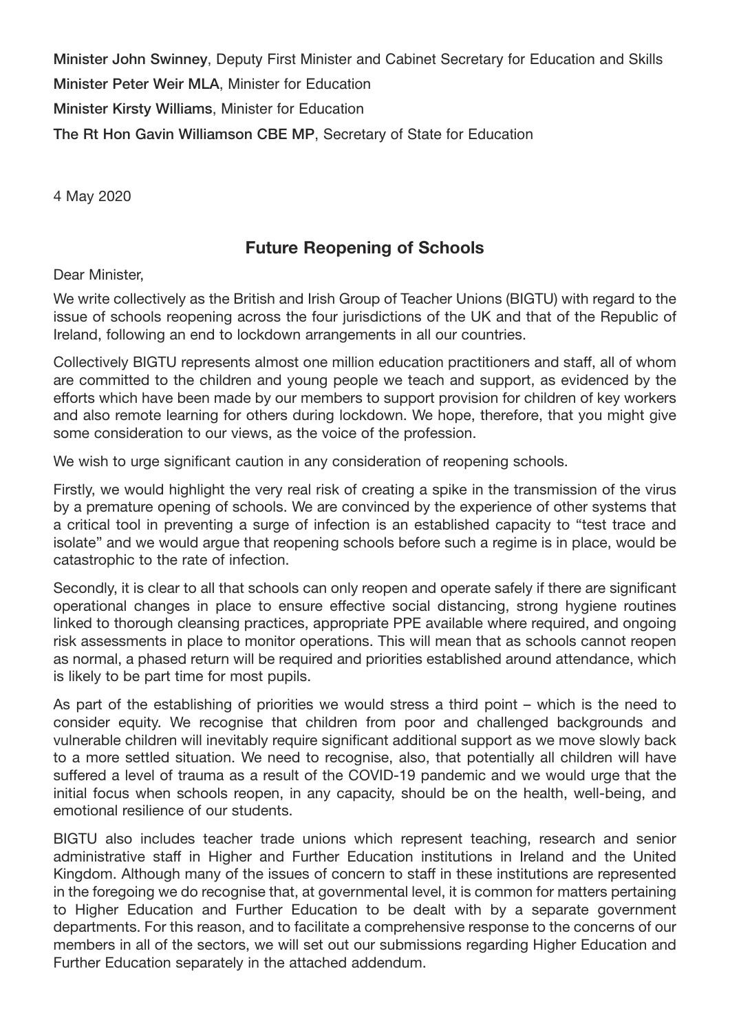**Minister John Swinney**, Deputy First Minister and Cabinet Secretary for Education and Skills

**Minister Peter Weir MLA**, Minister for Education

**Minister Kirsty Williams**, Minister for Education

**The Rt Hon Gavin Williamson CBE MP**, Secretary of State for Education

4 May 2020

## Future Reopening of Schools

Dear Minister,

We write collectively as the British and Irish Group of Teacher Unions (BIGTU) with regard to the issue of schools reopening across the four jurisdictions of the UK and that of the Republic of Ireland, following an end to lockdown arrangements in all our countries.

Collectively BIGTU represents almost one million education practitioners and staff, all of whom are committed to the children and young people we teach and support, as evidenced by the efforts which have been made by our members to support provision for children of key workers and also remote learning for others during lockdown. We hope, therefore, that you might give some consideration to our views, as the voice of the profession.

We wish to urge significant caution in any consideration of reopening schools.

Firstly, we would highlight the very real risk of creating a spike in the transmission of the virus by a premature opening of schools. We are convinced by the experience of other systems that a critical tool in preventing a surge of infection is an established capacity to "test trace and isolate" and we would argue that reopening schools before such a regime is in place, would be catastrophic to the rate of infection.

Secondly, it is clear to all that schools can only reopen and operate safely if there are significant operational changes in place to ensure effective social distancing, strong hygiene routines linked to thorough cleansing practices, appropriate PPE available where required, and ongoing risk assessments in place to monitor operations. This will mean that as schools cannot reopen as normal, a phased return will be required and priorities established around attendance, which is likely to be part time for most pupils.

As part of the establishing of priorities we would stress a third point – which is the need to consider equity. We recognise that children from poor and challenged backgrounds and vulnerable children will inevitably require significant additional support as we move slowly back to a more settled situation. We need to recognise, also, that potentially all children will have suffered a level of trauma as a result of the COVID-19 pandemic and we would urge that the initial focus when schools reopen, in any capacity, should be on the health, well-being, and emotional resilience of our students.

BIGTU also includes teacher trade unions which represent teaching, research and senior administrative staff in Higher and Further Education institutions in Ireland and the United Kingdom. Although many of the issues of concern to staff in these institutions are represented in the foregoing we do recognise that, at governmental level, it is common for matters pertaining to Higher Education and Further Education to be dealt with by a separate government departments. For this reason, and to facilitate a comprehensive response to the concerns of our members in all of the sectors, we will set out our submissions regarding Higher Education and Further Education separately in the attached addendum.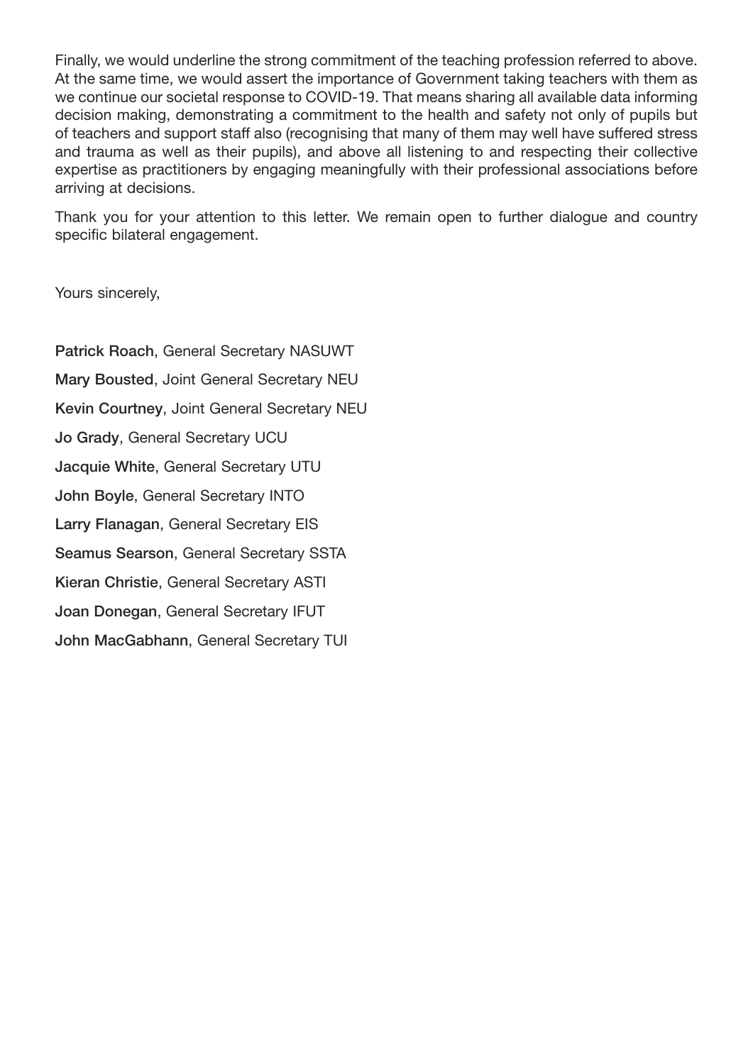Finally, we would underline the strong commitment of the teaching profession referred to above. At the same time, we would assert the importance of Government taking teachers with them as we continue our societal response to COVID-19. That means sharing all available data informing decision making, demonstrating a commitment to the health and safety not only of pupils but of teachers and support staff also (recognising that many of them may well have suffered stress and trauma as well as their pupils), and above all listening to and respecting their collective expertise as practitioners by engaging meaningfully with their professional associations before arriving at decisions.

Thank you for your attention to this letter. We remain open to further dialogue and country specific bilateral engagement.

Yours sincerely,

**Patrick Roach**, General Secretary NASUWT

**Mary Bousted**, Joint General Secretary NEU

**Kevin Courtney**, Joint General Secretary NEU

**Jo Grady**, General Secretary UCU

**Jacquie White**, General Secretary UTU

**John Boyle**, General Secretary INTO

**Larry Flanagan**, General Secretary EIS

**Seamus Searson**, General Secretary SSTA

**Kieran Christie**, General Secretary ASTI

**Joan Donegan**, General Secretary IFUT

**John MacGabhann**, General Secretary TUI